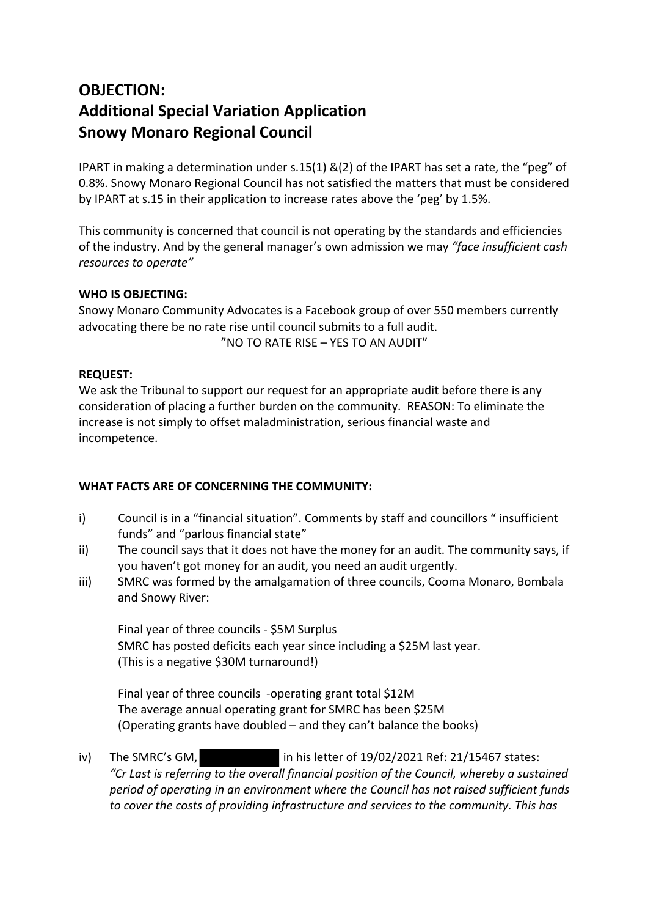# OBJECTION:
# Additional Special Variation Application
# Snowy Monaro Regional Council

IPART in making a determination under s.15(1) &(2) of the IPART has set a rate, the "peg" of 0.8%. Snowy Monaro Regional Council has not satisfied the matters that must be considered by IPART at s.15 in their application to increase rates above the 'peg' by 1.5%.

This community is concerned that council is not operating by the standards and efficiencies of the industry. And by the general manager's own admission we may *"face insufficient cash resources to operate"*

**WHO IS OBJECTING:**
Snowy Monaro Community Advocates is a Facebook group of over 550 members currently advocating there be no rate rise until council submits to a full audit.

"NO TO RATE RISE – YES TO AN AUDIT"

**REQUEST:**
We ask the Tribunal to support our request for an appropriate audit before there is any consideration of placing a further burden on the community. REASON: To eliminate the increase is not simply to offset maladministration, serious financial waste and incompetence.

**WHAT FACTS ARE OF CONCERNING THE COMMUNITY:**

i) Council is in a "financial situation". Comments by staff and councillors " insufficient funds" and "parlous financial state"

ii) The council says that it does not have the money for an audit. The community says, if you haven't got money for an audit, you need an audit urgently.

iii) SMRC was formed by the amalgamation of three councils, Cooma Monaro, Bombala and Snowy River:

    Final year of three councils - $5M Surplus
    SMRC has posted deficits each year since including a $25M last year.
    (This is a negative $30M turnaround!)

    Final year of three councils -operating grant total $12M
    The average annual operating grant for SMRC has been $25M
    (Operating grants have doubled – and they can't balance the books)

iv) The SMRC's GM, [REDACTED] in his letter of 19/02/2021 Ref: 21/15467 states: *"Cr Last is referring to the overall financial position of the Council, whereby a sustained period of operating in an environment where the Council has not raised sufficient funds to cover the costs of providing infrastructure and services to the community. This has*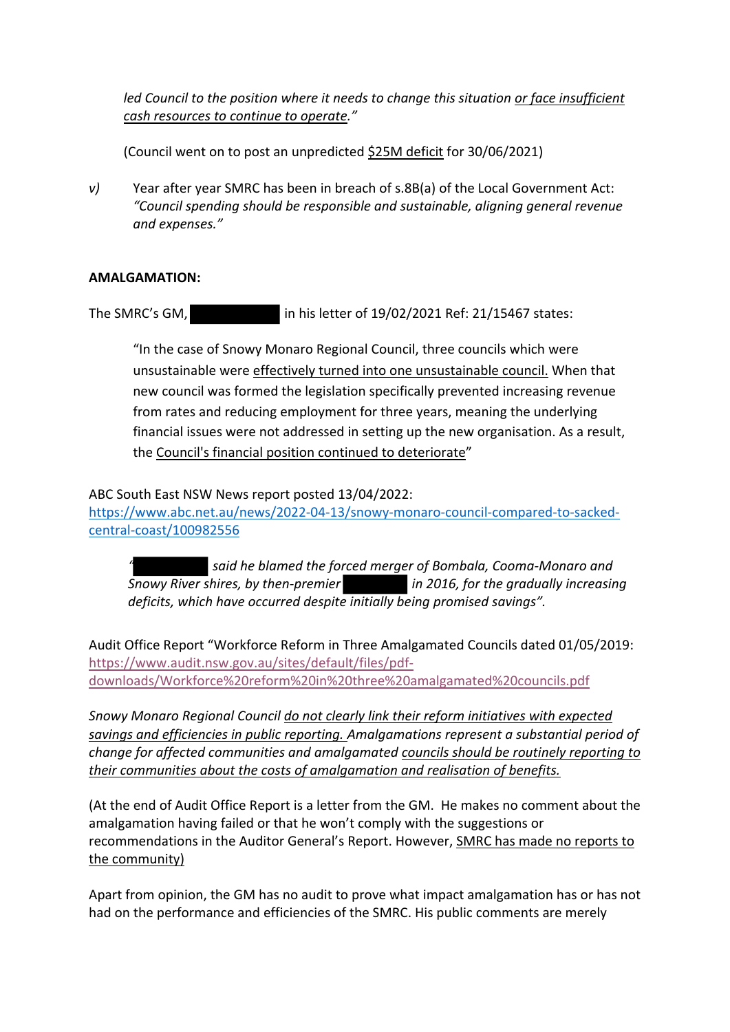*led Council to the position where it needs to change this situation <u>or face insufficient cash resources to continue to operate</u>."*

(Council went on to post an unpredicted <u>$25M deficit</u> for 30/06/2021)

*v)* Year after year SMRC has been in breach of s.8B(a) of the Local Government Act: *"Council spending should be responsible and sustainable, aligning general revenue and expenses."*

**AMALGAMATION:**

The SMRC's GM, ██████████ in his letter of 19/02/2021 Ref: 21/15467 states:

> "In the case of Snowy Monaro Regional Council, three councils which were unsustainable were <u>effectively turned into one unsustainable council.</u> When that new council was formed the legislation specifically prevented increasing revenue from rates and reducing employment for three years, meaning the underlying financial issues were not addressed in setting up the new organisation. As a result, the <u>Council's financial position continued to deteriorate</u>"

ABC South East NSW News report posted 13/04/2022:
https://www.abc.net.au/news/2022-04-13/snowy-monaro-council-compared-to-sacked-central-coast/100982556

> *'██████████ said he blamed the forced merger of Bombala, Cooma-Monaro and Snowy River shires, by then-premier ███████ in 2016, for the gradually increasing deficits, which have occurred despite initially being promised savings".*

Audit Office Report "Workforce Reform in Three Amalgamated Councils dated 01/05/2019:
https://www.audit.nsw.gov.au/sites/default/files/pdf-downloads/Workforce%20reform%20in%20three%20amalgamated%20councils.pdf

*Snowy Monaro Regional Council <u>do not clearly link their reform initiatives with expected savings and efficiencies in public reporting.</u> Amalgamations represent a substantial period of change for affected communities and amalgamated <u>councils should be routinely reporting to their communities about the costs of amalgamation and realisation of benefits.</u>*

(At the end of Audit Office Report is a letter from the GM. He makes no comment about the amalgamation having failed or that he won't comply with the suggestions or recommendations in the Auditor General's Report. However, <u>SMRC has made no reports to the community)</u>

Apart from opinion, the GM has no audit to prove what impact amalgamation has or has not had on the performance and efficiencies of the SMRC. His public comments are merely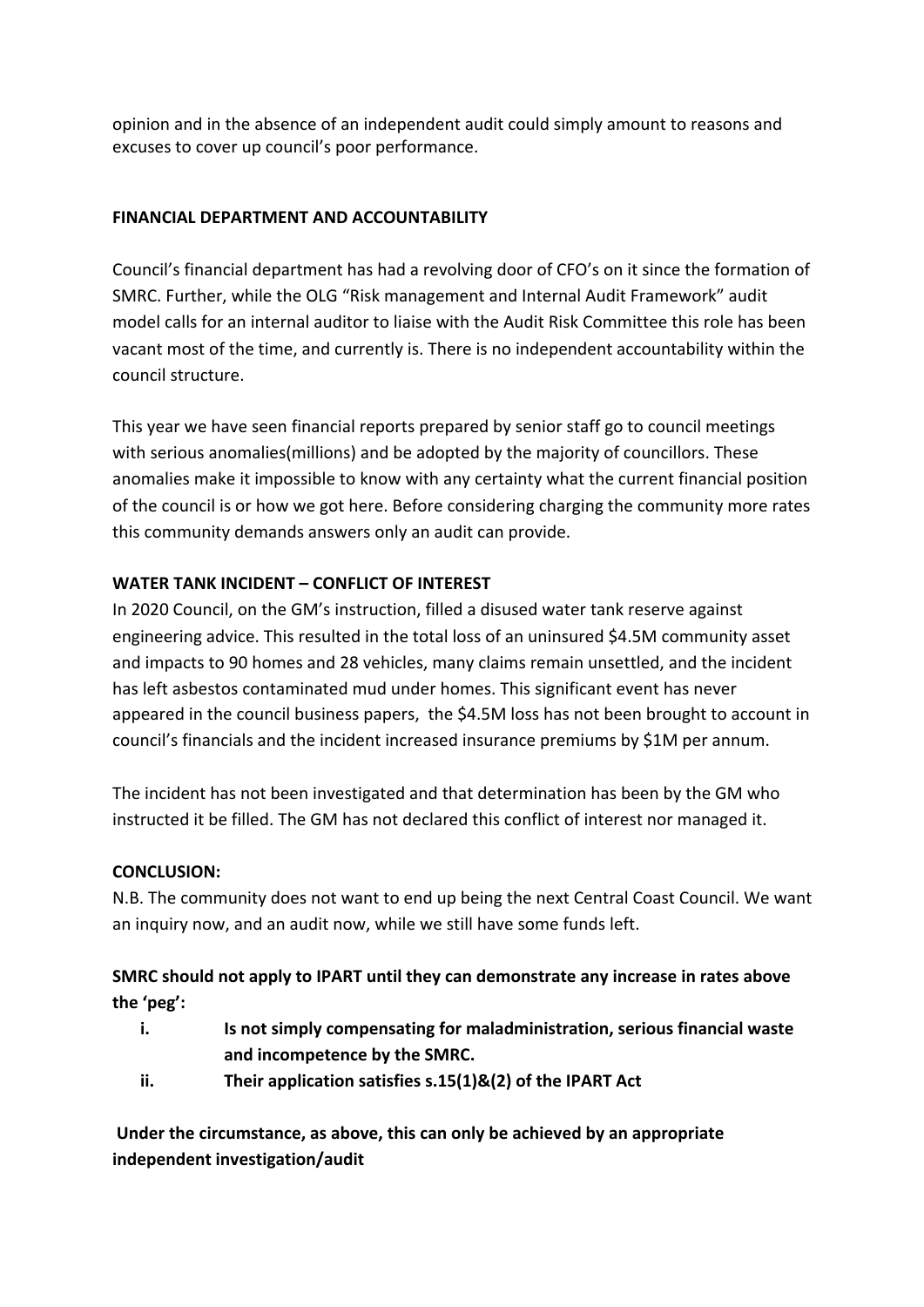opinion and in the absence of an independent audit could simply amount to reasons and excuses to cover up council's poor performance.

**FINANCIAL DEPARTMENT AND ACCOUNTABILITY**

Council's financial department has had a revolving door of CFO's on it since the formation of SMRC. Further, while the OLG "Risk management and Internal Audit Framework" audit model calls for an internal auditor to liaise with the Audit Risk Committee this role has been vacant most of the time, and currently is. There is no independent accountability within the council structure.

This year we have seen financial reports prepared by senior staff go to council meetings with serious anomalies(millions) and be adopted by the majority of councillors. These anomalies make it impossible to know with any certainty what the current financial position of the council is or how we got here. Before considering charging the community more rates this community demands answers only an audit can provide.

**WATER TANK INCIDENT – CONFLICT OF INTEREST**

In 2020 Council, on the GM's instruction, filled a disused water tank reserve against engineering advice. This resulted in the total loss of an uninsured $4.5M community asset and impacts to 90 homes and 28 vehicles, many claims remain unsettled, and the incident has left asbestos contaminated mud under homes. This significant event has never appeared in the council business papers, the $4.5M loss has not been brought to account in council's financials and the incident increased insurance premiums by $1M per annum.

The incident has not been investigated and that determination has been by the GM who instructed it be filled. The GM has not declared this conflict of interest nor managed it.

**CONCLUSION:**

N.B. The community does not want to end up being the next Central Coast Council. We want an inquiry now, and an audit now, while we still have some funds left.

**SMRC should not apply to IPART until they can demonstrate any increase in rates above the 'peg':**

i. **Is not simply compensating for maladministration, serious financial waste and incompetence by the SMRC.**
ii. **Their application satisfies s.15(1)&(2) of the IPART Act**

**Under the circumstance, as above, this can only be achieved by an appropriate independent investigation/audit**